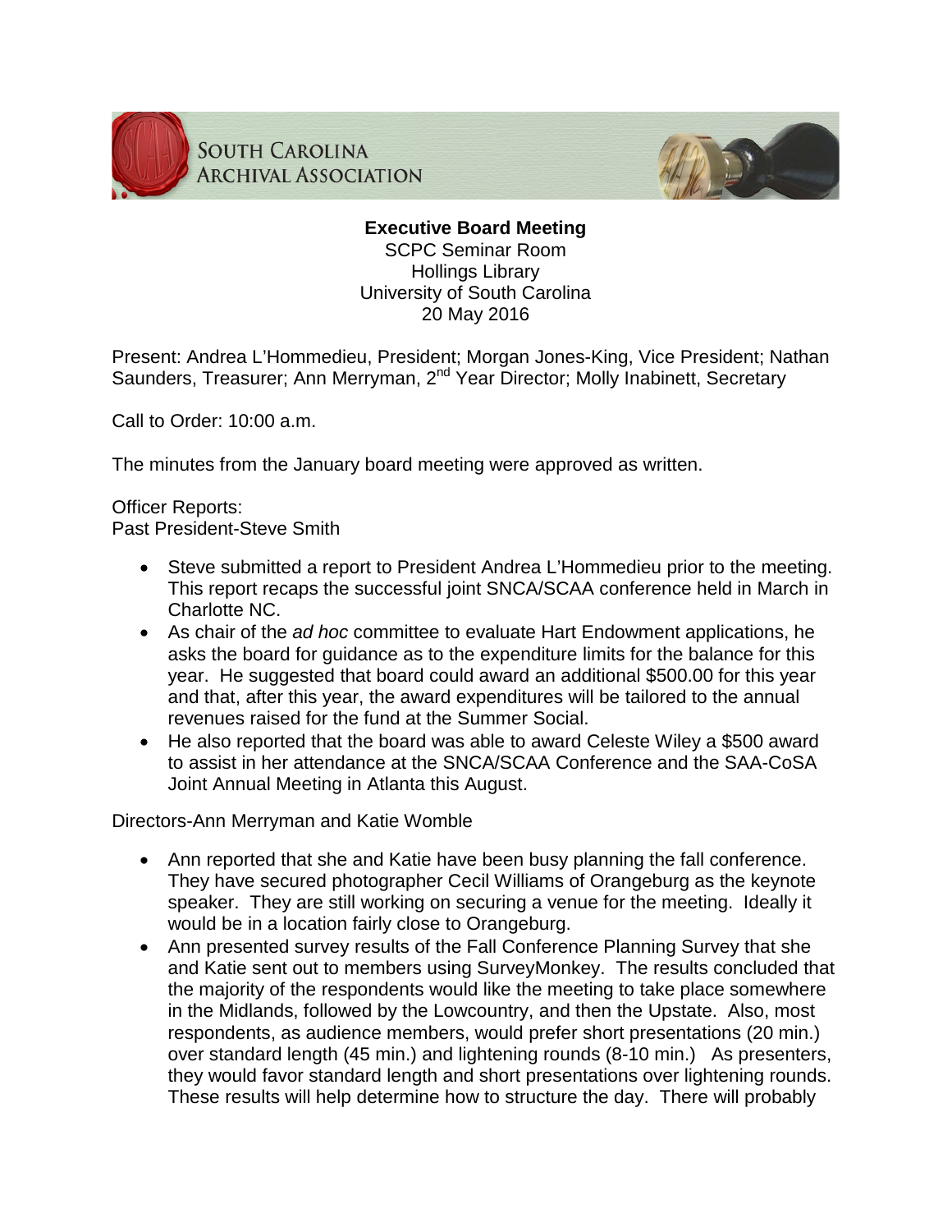South Carolina Archival Association

**Executive Board Meeting**
SCPC Seminar Room
Hollings Library
University of South Carolina
20 May 2016

Present: Andrea L'Hommedieu, President; Morgan Jones-King, Vice President; Nathan Saunders, Treasurer; Ann Merryman, 2nd Year Director; Molly Inabinett, Secretary

Call to Order: 10:00 a.m.

The minutes from the January board meeting were approved as written.

Officer Reports:
Past President-Steve Smith

- Steve submitted a report to President Andrea L'Hommedieu prior to the meeting. This report recaps the successful joint SNCA/SCAA conference held in March in Charlotte NC.
- As chair of the *ad hoc* committee to evaluate Hart Endowment applications, he asks the board for guidance as to the expenditure limits for the balance for this year. He suggested that board could award an additional $500.00 for this year and that, after this year, the award expenditures will be tailored to the annual revenues raised for the fund at the Summer Social.
- He also reported that the board was able to award Celeste Wiley a $500 award to assist in her attendance at the SNCA/SCAA Conference and the SAA-CoSA Joint Annual Meeting in Atlanta this August.

Directors-Ann Merryman and Katie Womble

- Ann reported that she and Katie have been busy planning the fall conference. They have secured photographer Cecil Williams of Orangeburg as the keynote speaker. They are still working on securing a venue for the meeting. Ideally it would be in a location fairly close to Orangeburg.
- Ann presented survey results of the Fall Conference Planning Survey that she and Katie sent out to members using SurveyMonkey. The results concluded that the majority of the respondents would like the meeting to take place somewhere in the Midlands, followed by the Lowcountry, and then the Upstate. Also, most respondents, as audience members, would prefer short presentations (20 min.) over standard length (45 min.) and lightening rounds (8-10 min.) As presenters, they would favor standard length and short presentations over lightening rounds. These results will help determine how to structure the day. There will probably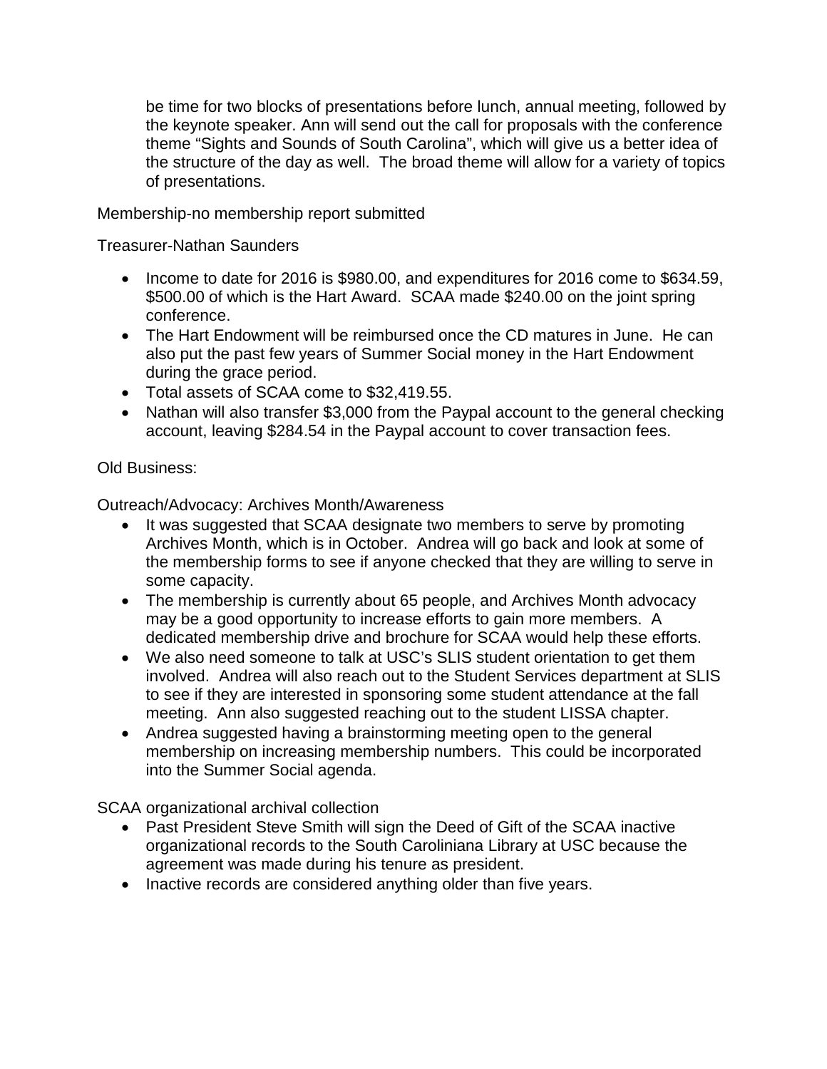be time for two blocks of presentations before lunch, annual meeting, followed by the keynote speaker. Ann will send out the call for proposals with the conference theme "Sights and Sounds of South Carolina", which will give us a better idea of the structure of the day as well. The broad theme will allow for a variety of topics of presentations.

Membership-no membership report submitted

Treasurer-Nathan Saunders

- Income to date for 2016 is $980.00, and expenditures for 2016 come to $634.59, $500.00 of which is the Hart Award. SCAA made $240.00 on the joint spring conference.
- The Hart Endowment will be reimbursed once the CD matures in June. He can also put the past few years of Summer Social money in the Hart Endowment during the grace period.
- Total assets of SCAA come to $32,419.55.
- Nathan will also transfer $3,000 from the Paypal account to the general checking account, leaving $284.54 in the Paypal account to cover transaction fees.

Old Business:

Outreach/Advocacy: Archives Month/Awareness

- It was suggested that SCAA designate two members to serve by promoting Archives Month, which is in October. Andrea will go back and look at some of the membership forms to see if anyone checked that they are willing to serve in some capacity.
- The membership is currently about 65 people, and Archives Month advocacy may be a good opportunity to increase efforts to gain more members. A dedicated membership drive and brochure for SCAA would help these efforts.
- We also need someone to talk at USC's SLIS student orientation to get them involved. Andrea will also reach out to the Student Services department at SLIS to see if they are interested in sponsoring some student attendance at the fall meeting. Ann also suggested reaching out to the student LISSA chapter.
- Andrea suggested having a brainstorming meeting open to the general membership on increasing membership numbers. This could be incorporated into the Summer Social agenda.

SCAA organizational archival collection

- Past President Steve Smith will sign the Deed of Gift of the SCAA inactive organizational records to the South Caroliniana Library at USC because the agreement was made during his tenure as president.
- Inactive records are considered anything older than five years.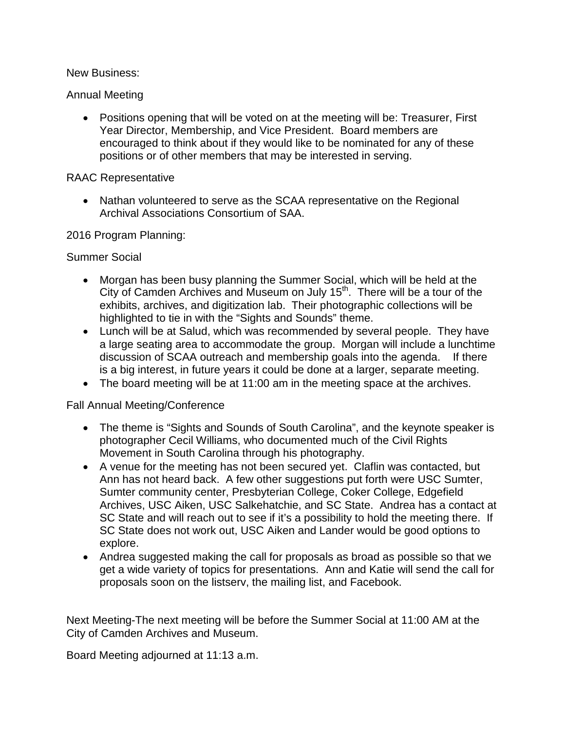New Business:

Annual Meeting

- Positions opening that will be voted on at the meeting will be: Treasurer, First Year Director, Membership, and Vice President. Board members are encouraged to think about if they would like to be nominated for any of these positions or of other members that may be interested in serving.

RAAC Representative

- Nathan volunteered to serve as the SCAA representative on the Regional Archival Associations Consortium of SAA.

2016 Program Planning:

Summer Social

- Morgan has been busy planning the Summer Social, which will be held at the City of Camden Archives and Museum on July 15th. There will be a tour of the exhibits, archives, and digitization lab. Their photographic collections will be highlighted to tie in with the "Sights and Sounds" theme.
- Lunch will be at Salud, which was recommended by several people. They have a large seating area to accommodate the group. Morgan will include a lunchtime discussion of SCAA outreach and membership goals into the agenda. If there is a big interest, in future years it could be done at a larger, separate meeting.
- The board meeting will be at 11:00 am in the meeting space at the archives.

Fall Annual Meeting/Conference

- The theme is "Sights and Sounds of South Carolina", and the keynote speaker is photographer Cecil Williams, who documented much of the Civil Rights Movement in South Carolina through his photography.
- A venue for the meeting has not been secured yet. Claflin was contacted, but Ann has not heard back. A few other suggestions put forth were USC Sumter, Sumter community center, Presbyterian College, Coker College, Edgefield Archives, USC Aiken, USC Salkehatchie, and SC State. Andrea has a contact at SC State and will reach out to see if it's a possibility to hold the meeting there. If SC State does not work out, USC Aiken and Lander would be good options to explore.
- Andrea suggested making the call for proposals as broad as possible so that we get a wide variety of topics for presentations. Ann and Katie will send the call for proposals soon on the listserv, the mailing list, and Facebook.

Next Meeting-The next meeting will be before the Summer Social at 11:00 AM at the City of Camden Archives and Museum.

Board Meeting adjourned at 11:13 a.m.